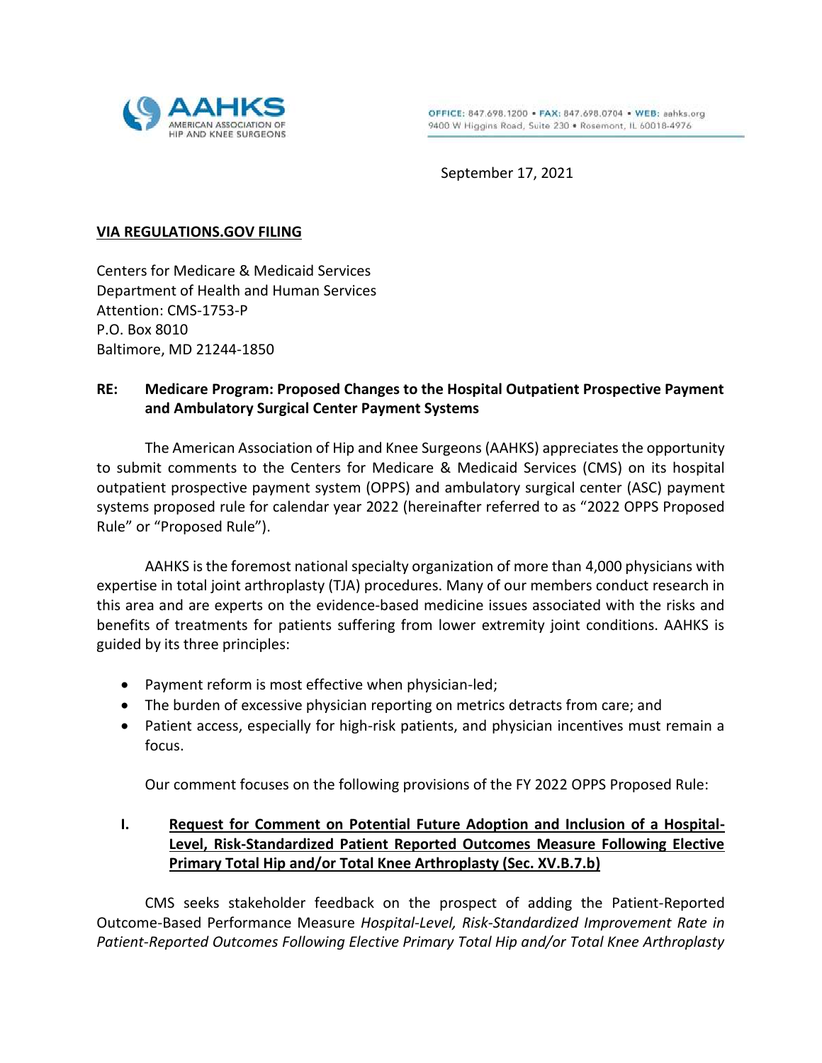AAHKS
AMERICAN ASSOCIATION OF HIP AND KNEE SURGEONS

OFFICE: 847.698.1200 • FAX: 847.698.0704 • WEB: aahks.org
9400 W Higgins Road, Suite 230 • Rosemont, IL 60018-4976

September 17, 2021

**VIA REGULATIONS.GOV FILING**

Centers for Medicare & Medicaid Services
Department of Health and Human Services
Attention: CMS-1753-P
P.O. Box 8010
Baltimore, MD 21244-1850

**RE: Medicare Program: Proposed Changes to the Hospital Outpatient Prospective Payment and Ambulatory Surgical Center Payment Systems**

The American Association of Hip and Knee Surgeons (AAHKS) appreciates the opportunity to submit comments to the Centers for Medicare & Medicaid Services (CMS) on its hospital outpatient prospective payment system (OPPS) and ambulatory surgical center (ASC) payment systems proposed rule for calendar year 2022 (hereinafter referred to as "2022 OPPS Proposed Rule" or "Proposed Rule").

AAHKS is the foremost national specialty organization of more than 4,000 physicians with expertise in total joint arthroplasty (TJA) procedures. Many of our members conduct research in this area and are experts on the evidence-based medicine issues associated with the risks and benefits of treatments for patients suffering from lower extremity joint conditions. AAHKS is guided by its three principles:

- Payment reform is most effective when physician-led;
- The burden of excessive physician reporting on metrics detracts from care; and
- Patient access, especially for high-risk patients, and physician incentives must remain a focus.

Our comment focuses on the following provisions of the FY 2022 OPPS Proposed Rule:

## I. Request for Comment on Potential Future Adoption and Inclusion of a Hospital-Level, Risk-Standardized Patient Reported Outcomes Measure Following Elective Primary Total Hip and/or Total Knee Arthroplasty (Sec. XV.B.7.b)

CMS seeks stakeholder feedback on the prospect of adding the Patient-Reported Outcome-Based Performance Measure *Hospital-Level, Risk-Standardized Improvement Rate in Patient-Reported Outcomes Following Elective Primary Total Hip and/or Total Knee Arthroplasty*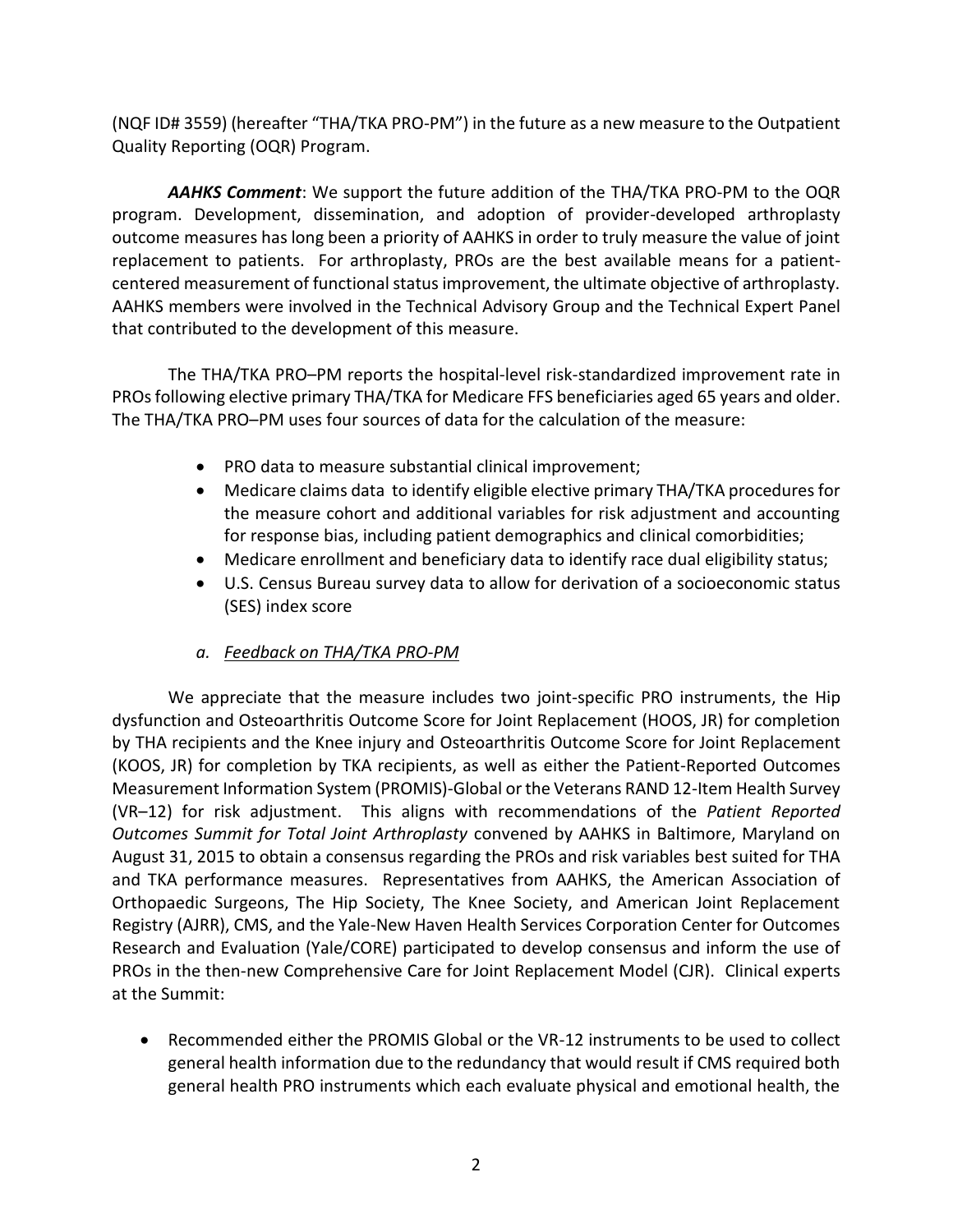(NQF ID# 3559) (hereafter "THA/TKA PRO-PM") in the future as a new measure to the Outpatient Quality Reporting (OQR) Program.

***AAHKS Comment***: We support the future addition of the THA/TKA PRO-PM to the OQR program. Development, dissemination, and adoption of provider-developed arthroplasty outcome measures has long been a priority of AAHKS in order to truly measure the value of joint replacement to patients. For arthroplasty, PROs are the best available means for a patient-centered measurement of functional status improvement, the ultimate objective of arthroplasty. AAHKS members were involved in the Technical Advisory Group and the Technical Expert Panel that contributed to the development of this measure.

The THA/TKA PRO–PM reports the hospital-level risk-standardized improvement rate in PROs following elective primary THA/TKA for Medicare FFS beneficiaries aged 65 years and older. The THA/TKA PRO–PM uses four sources of data for the calculation of the measure:

- PRO data to measure substantial clinical improvement;
- Medicare claims data to identify eligible elective primary THA/TKA procedures for the measure cohort and additional variables for risk adjustment and accounting for response bias, including patient demographics and clinical comorbidities;
- Medicare enrollment and beneficiary data to identify race dual eligibility status;
- U.S. Census Bureau survey data to allow for derivation of a socioeconomic status (SES) index score

*a. Feedback on THA/TKA PRO-PM*

We appreciate that the measure includes two joint-specific PRO instruments, the Hip dysfunction and Osteoarthritis Outcome Score for Joint Replacement (HOOS, JR) for completion by THA recipients and the Knee injury and Osteoarthritis Outcome Score for Joint Replacement (KOOS, JR) for completion by TKA recipients, as well as either the Patient-Reported Outcomes Measurement Information System (PROMIS)-Global or the Veterans RAND 12-Item Health Survey (VR–12) for risk adjustment. This aligns with recommendations of the *Patient Reported Outcomes Summit for Total Joint Arthroplasty* convened by AAHKS in Baltimore, Maryland on August 31, 2015 to obtain a consensus regarding the PROs and risk variables best suited for THA and TKA performance measures. Representatives from AAHKS, the American Association of Orthopaedic Surgeons, The Hip Society, The Knee Society, and American Joint Replacement Registry (AJRR), CMS, and the Yale-New Haven Health Services Corporation Center for Outcomes Research and Evaluation (Yale/CORE) participated to develop consensus and inform the use of PROs in the then-new Comprehensive Care for Joint Replacement Model (CJR). Clinical experts at the Summit:

- Recommended either the PROMIS Global or the VR-12 instruments to be used to collect general health information due to the redundancy that would result if CMS required both general health PRO instruments which each evaluate physical and emotional health, the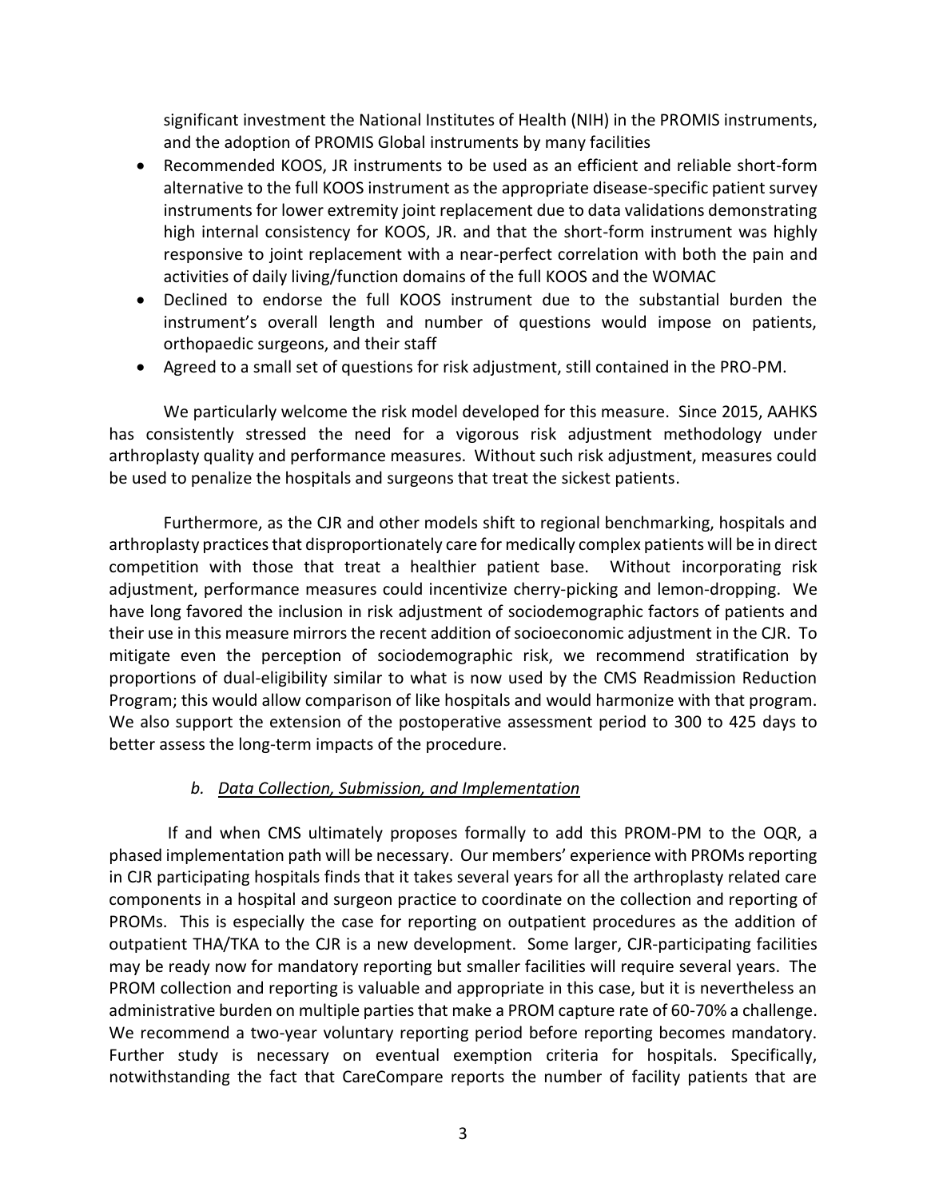significant investment the National Institutes of Health (NIH) in the PROMIS instruments, and the adoption of PROMIS Global instruments by many facilities

- Recommended KOOS, JR instruments to be used as an efficient and reliable short-form alternative to the full KOOS instrument as the appropriate disease-specific patient survey instruments for lower extremity joint replacement due to data validations demonstrating high internal consistency for KOOS, JR. and that the short-form instrument was highly responsive to joint replacement with a near-perfect correlation with both the pain and activities of daily living/function domains of the full KOOS and the WOMAC
- Declined to endorse the full KOOS instrument due to the substantial burden the instrument's overall length and number of questions would impose on patients, orthopaedic surgeons, and their staff
- Agreed to a small set of questions for risk adjustment, still contained in the PRO-PM.

We particularly welcome the risk model developed for this measure. Since 2015, AAHKS has consistently stressed the need for a vigorous risk adjustment methodology under arthroplasty quality and performance measures. Without such risk adjustment, measures could be used to penalize the hospitals and surgeons that treat the sickest patients.

Furthermore, as the CJR and other models shift to regional benchmarking, hospitals and arthroplasty practices that disproportionately care for medically complex patients will be in direct competition with those that treat a healthier patient base. Without incorporating risk adjustment, performance measures could incentivize cherry-picking and lemon-dropping. We have long favored the inclusion in risk adjustment of sociodemographic factors of patients and their use in this measure mirrors the recent addition of socioeconomic adjustment in the CJR. To mitigate even the perception of sociodemographic risk, we recommend stratification by proportions of dual-eligibility similar to what is now used by the CMS Readmission Reduction Program; this would allow comparison of like hospitals and would harmonize with that program. We also support the extension of the postoperative assessment period to 300 to 425 days to better assess the long-term impacts of the procedure.

### *b. Data Collection, Submission, and Implementation*

If and when CMS ultimately proposes formally to add this PROM-PM to the OQR, a phased implementation path will be necessary. Our members' experience with PROMs reporting in CJR participating hospitals finds that it takes several years for all the arthroplasty related care components in a hospital and surgeon practice to coordinate on the collection and reporting of PROMs. This is especially the case for reporting on outpatient procedures as the addition of outpatient THA/TKA to the CJR is a new development. Some larger, CJR-participating facilities may be ready now for mandatory reporting but smaller facilities will require several years. The PROM collection and reporting is valuable and appropriate in this case, but it is nevertheless an administrative burden on multiple parties that make a PROM capture rate of 60-70% a challenge. We recommend a two-year voluntary reporting period before reporting becomes mandatory. Further study is necessary on eventual exemption criteria for hospitals. Specifically, notwithstanding the fact that CareCompare reports the number of facility patients that are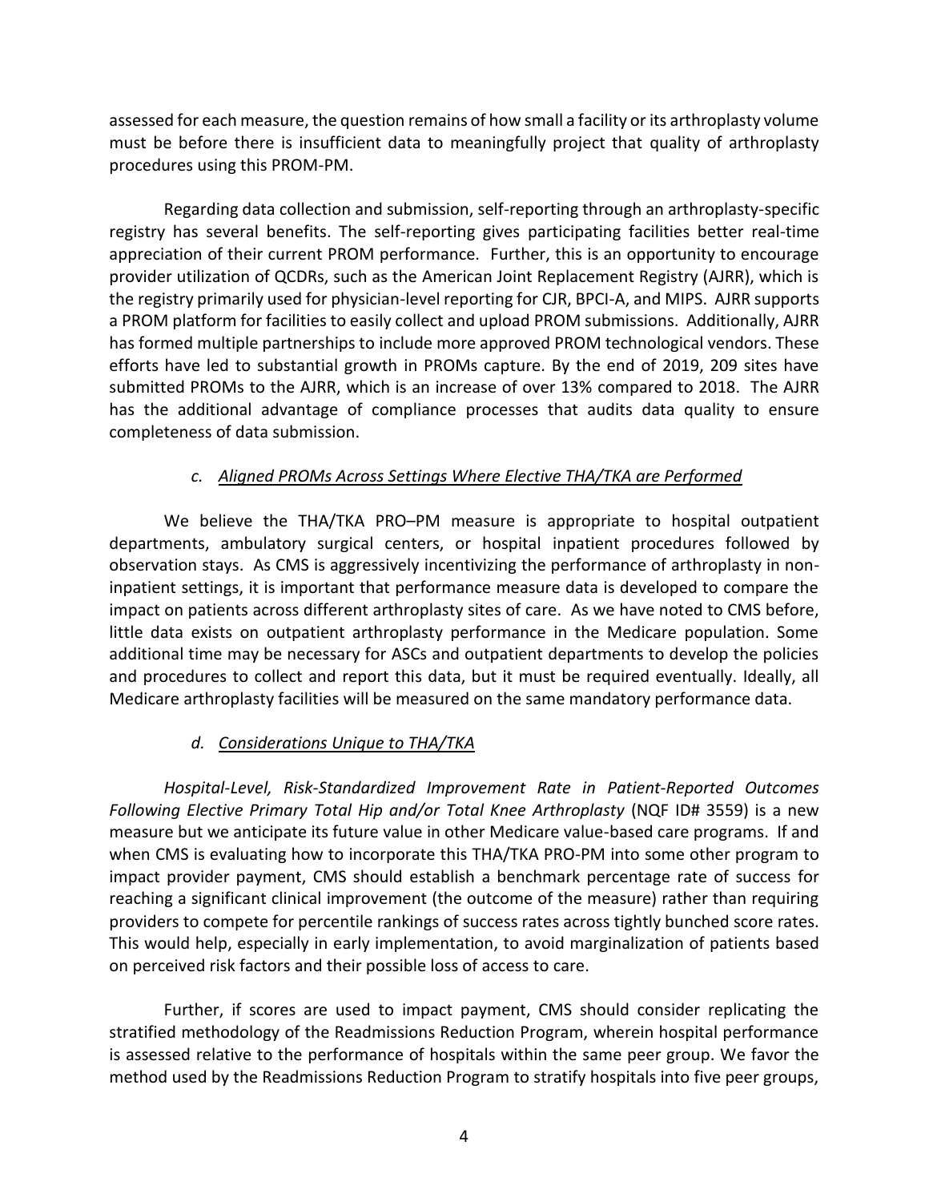assessed for each measure, the question remains of how small a facility or its arthroplasty volume must be before there is insufficient data to meaningfully project that quality of arthroplasty procedures using this PROM-PM.

Regarding data collection and submission, self-reporting through an arthroplasty-specific registry has several benefits. The self-reporting gives participating facilities better real-time appreciation of their current PROM performance. Further, this is an opportunity to encourage provider utilization of QCDRs, such as the American Joint Replacement Registry (AJRR), which is the registry primarily used for physician-level reporting for CJR, BPCI-A, and MIPS. AJRR supports a PROM platform for facilities to easily collect and upload PROM submissions. Additionally, AJRR has formed multiple partnerships to include more approved PROM technological vendors. These efforts have led to substantial growth in PROMs capture. By the end of 2019, 209 sites have submitted PROMs to the AJRR, which is an increase of over 13% compared to 2018. The AJRR has the additional advantage of compliance processes that audits data quality to ensure completeness of data submission.

### *c. Aligned PROMs Across Settings Where Elective THA/TKA are Performed*

We believe the THA/TKA PRO–PM measure is appropriate to hospital outpatient departments, ambulatory surgical centers, or hospital inpatient procedures followed by observation stays. As CMS is aggressively incentivizing the performance of arthroplasty in non-inpatient settings, it is important that performance measure data is developed to compare the impact on patients across different arthroplasty sites of care. As we have noted to CMS before, little data exists on outpatient arthroplasty performance in the Medicare population. Some additional time may be necessary for ASCs and outpatient departments to develop the policies and procedures to collect and report this data, but it must be required eventually. Ideally, all Medicare arthroplasty facilities will be measured on the same mandatory performance data.

### *d. Considerations Unique to THA/TKA*

*Hospital-Level, Risk-Standardized Improvement Rate in Patient-Reported Outcomes Following Elective Primary Total Hip and/or Total Knee Arthroplasty* (NQF ID# 3559) is a new measure but we anticipate its future value in other Medicare value-based care programs. If and when CMS is evaluating how to incorporate this THA/TKA PRO-PM into some other program to impact provider payment, CMS should establish a benchmark percentage rate of success for reaching a significant clinical improvement (the outcome of the measure) rather than requiring providers to compete for percentile rankings of success rates across tightly bunched score rates. This would help, especially in early implementation, to avoid marginalization of patients based on perceived risk factors and their possible loss of access to care.

Further, if scores are used to impact payment, CMS should consider replicating the stratified methodology of the Readmissions Reduction Program, wherein hospital performance is assessed relative to the performance of hospitals within the same peer group. We favor the method used by the Readmissions Reduction Program to stratify hospitals into five peer groups,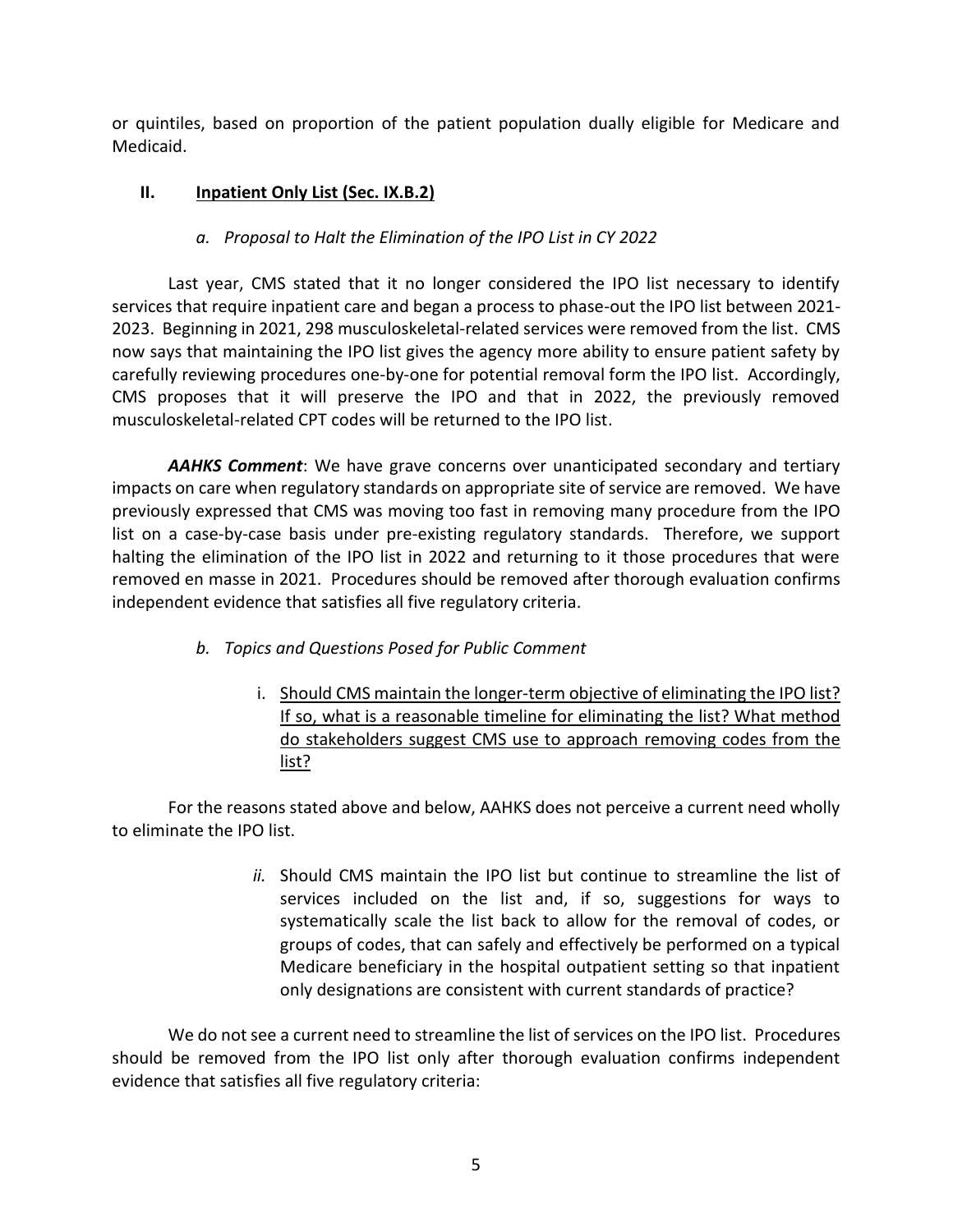or quintiles, based on proportion of the patient population dually eligible for Medicare and Medicaid.

## II. <u>Inpatient Only List (Sec. IX.B.2)</u>

### *a. Proposal to Halt the Elimination of the IPO List in CY 2022*

Last year, CMS stated that it no longer considered the IPO list necessary to identify services that require inpatient care and began a process to phase-out the IPO list between 2021-2023. Beginning in 2021, 298 musculoskeletal-related services were removed from the list. CMS now says that maintaining the IPO list gives the agency more ability to ensure patient safety by carefully reviewing procedures one-by-one for potential removal form the IPO list. Accordingly, CMS proposes that it will preserve the IPO and that in 2022, the previously removed musculoskeletal-related CPT codes will be returned to the IPO list.

***AAHKS Comment***: We have grave concerns over unanticipated secondary and tertiary impacts on care when regulatory standards on appropriate site of service are removed. We have previously expressed that CMS was moving too fast in removing many procedure from the IPO list on a case-by-case basis under pre-existing regulatory standards. Therefore, we support halting the elimination of the IPO list in 2022 and returning to it those procedures that were removed en masse in 2021. Procedures should be removed after thorough evaluation confirms independent evidence that satisfies all five regulatory criteria.

### *b. Topics and Questions Posed for Public Comment*

i. <u>Should CMS maintain the longer-term objective of eliminating the IPO list? If so, what is a reasonable timeline for eliminating the list? What method do stakeholders suggest CMS use to approach removing codes from the list?</u>

For the reasons stated above and below, AAHKS does not perceive a current need wholly to eliminate the IPO list.

*ii.* Should CMS maintain the IPO list but continue to streamline the list of services included on the list and, if so, suggestions for ways to systematically scale the list back to allow for the removal of codes, or groups of codes, that can safely and effectively be performed on a typical Medicare beneficiary in the hospital outpatient setting so that inpatient only designations are consistent with current standards of practice?

We do not see a current need to streamline the list of services on the IPO list. Procedures should be removed from the IPO list only after thorough evaluation confirms independent evidence that satisfies all five regulatory criteria: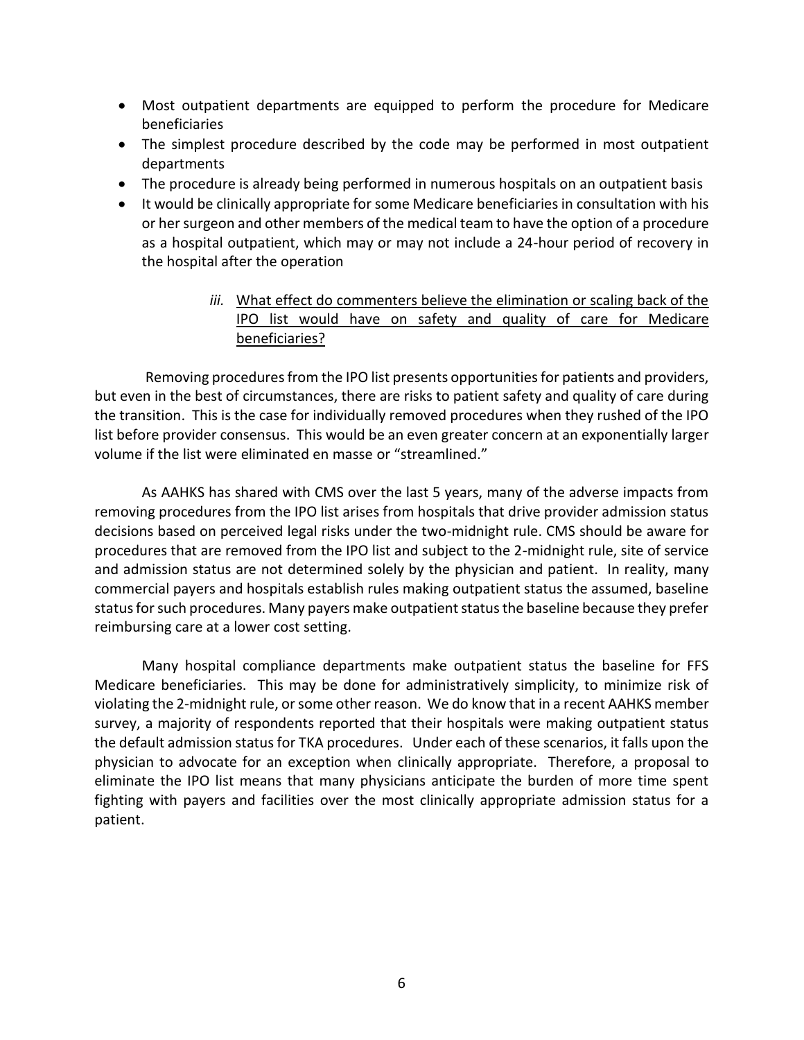- Most outpatient departments are equipped to perform the procedure for Medicare beneficiaries
- The simplest procedure described by the code may be performed in most outpatient departments
- The procedure is already being performed in numerous hospitals on an outpatient basis
- It would be clinically appropriate for some Medicare beneficiaries in consultation with his or her surgeon and other members of the medical team to have the option of a procedure as a hospital outpatient, which may or may not include a 24-hour period of recovery in the hospital after the operation

*iii.* <u>What effect do commenters believe the elimination or scaling back of the IPO list would have on safety and quality of care for Medicare beneficiaries?</u>

Removing procedures from the IPO list presents opportunities for patients and providers, but even in the best of circumstances, there are risks to patient safety and quality of care during the transition. This is the case for individually removed procedures when they rushed of the IPO list before provider consensus. This would be an even greater concern at an exponentially larger volume if the list were eliminated en masse or "streamlined."

As AAHKS has shared with CMS over the last 5 years, many of the adverse impacts from removing procedures from the IPO list arises from hospitals that drive provider admission status decisions based on perceived legal risks under the two-midnight rule. CMS should be aware for procedures that are removed from the IPO list and subject to the 2-midnight rule, site of service and admission status are not determined solely by the physician and patient. In reality, many commercial payers and hospitals establish rules making outpatient status the assumed, baseline status for such procedures. Many payers make outpatient status the baseline because they prefer reimbursing care at a lower cost setting.

Many hospital compliance departments make outpatient status the baseline for FFS Medicare beneficiaries. This may be done for administratively simplicity, to minimize risk of violating the 2-midnight rule, or some other reason. We do know that in a recent AAHKS member survey, a majority of respondents reported that their hospitals were making outpatient status the default admission status for TKA procedures. Under each of these scenarios, it falls upon the physician to advocate for an exception when clinically appropriate. Therefore, a proposal to eliminate the IPO list means that many physicians anticipate the burden of more time spent fighting with payers and facilities over the most clinically appropriate admission status for a patient.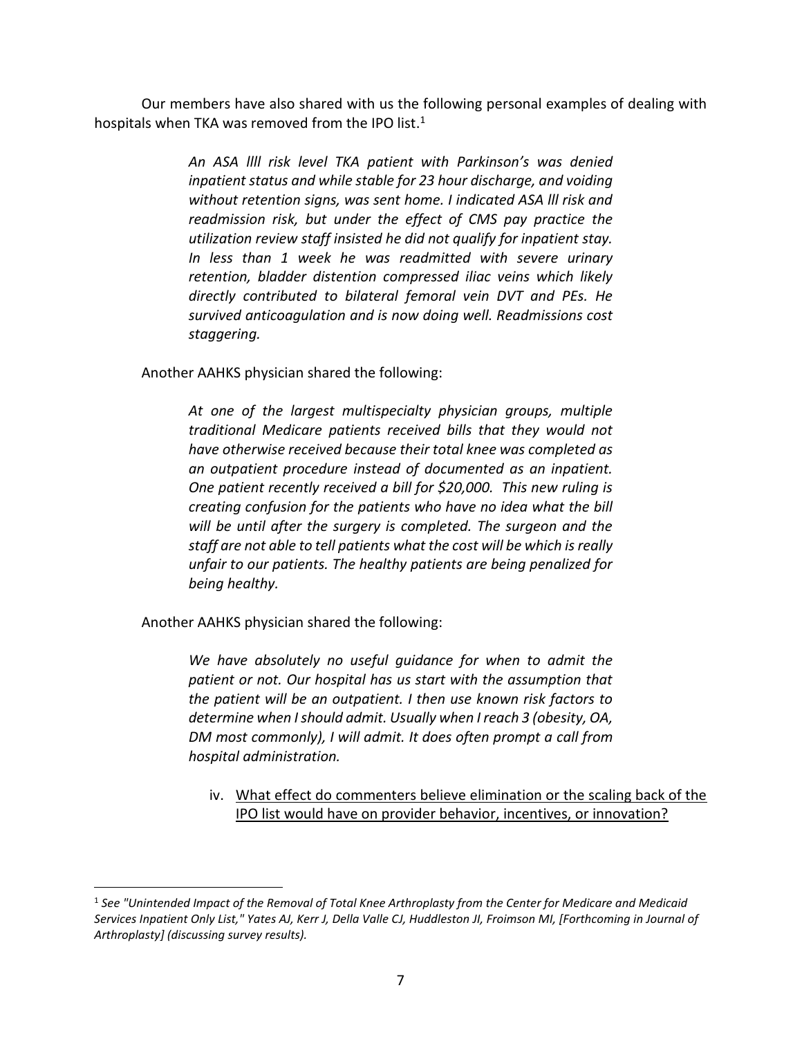Our members have also shared with us the following personal examples of dealing with hospitals when TKA was removed from the IPO list.[1]

> *An ASA llll risk level TKA patient with Parkinson's was denied inpatient status and while stable for 23 hour discharge, and voiding without retention signs, was sent home. I indicated ASA lll risk and readmission risk, but under the effect of CMS pay practice the utilization review staff insisted he did not qualify for inpatient stay. In less than 1 week he was readmitted with severe urinary retention, bladder distention compressed iliac veins which likely directly contributed to bilateral femoral vein DVT and PEs. He survived anticoagulation and is now doing well. Readmissions cost staggering.*

Another AAHKS physician shared the following:

> *At one of the largest multispecialty physician groups, multiple traditional Medicare patients received bills that they would not have otherwise received because their total knee was completed as an outpatient procedure instead of documented as an inpatient. One patient recently received a bill for $20,000. This new ruling is creating confusion for the patients who have no idea what the bill will be until after the surgery is completed. The surgeon and the staff are not able to tell patients what the cost will be which is really unfair to our patients. The healthy patients are being penalized for being healthy.*

Another AAHKS physician shared the following:

> *We have absolutely no useful guidance for when to admit the patient or not. Our hospital has us start with the assumption that the patient will be an outpatient. I then use known risk factors to determine when I should admit. Usually when I reach 3 (obesity, OA, DM most commonly), I will admit. It does often prompt a call from hospital administration.*

iv. <u>What effect do commenters believe elimination or the scaling back of the IPO list would have on provider behavior, incentives, or innovation?</u>

---

[1] *See "Unintended Impact of the Removal of Total Knee Arthroplasty from the Center for Medicare and Medicaid Services Inpatient Only List," Yates AJ, Kerr J, Della Valle CJ, Huddleston JI, Froimson MI, [Forthcoming in Journal of Arthroplasty] (discussing survey results).*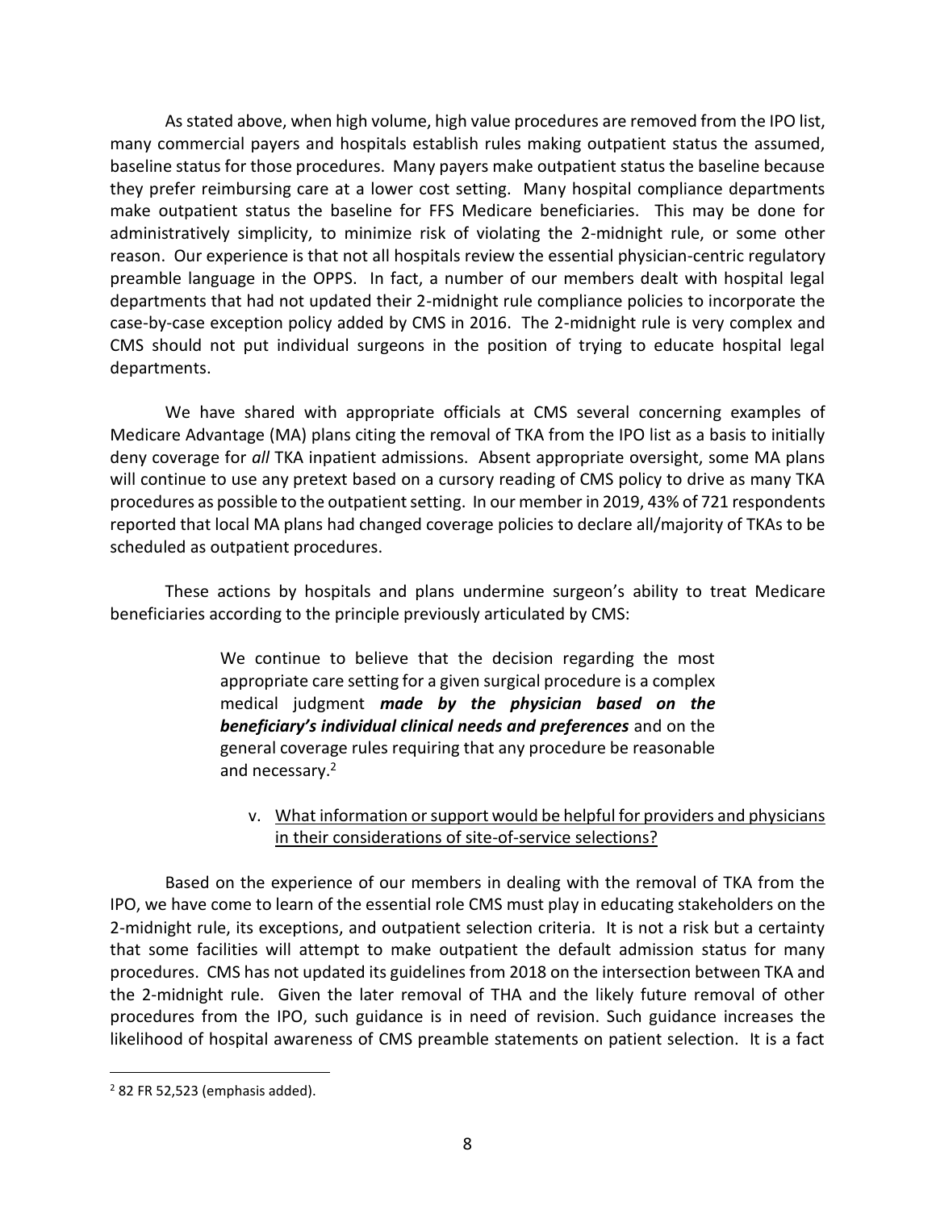As stated above, when high volume, high value procedures are removed from the IPO list, many commercial payers and hospitals establish rules making outpatient status the assumed, baseline status for those procedures. Many payers make outpatient status the baseline because they prefer reimbursing care at a lower cost setting. Many hospital compliance departments make outpatient status the baseline for FFS Medicare beneficiaries. This may be done for administratively simplicity, to minimize risk of violating the 2-midnight rule, or some other reason. Our experience is that not all hospitals review the essential physician-centric regulatory preamble language in the OPPS. In fact, a number of our members dealt with hospital legal departments that had not updated their 2-midnight rule compliance policies to incorporate the case-by-case exception policy added by CMS in 2016. The 2-midnight rule is very complex and CMS should not put individual surgeons in the position of trying to educate hospital legal departments.

We have shared with appropriate officials at CMS several concerning examples of Medicare Advantage (MA) plans citing the removal of TKA from the IPO list as a basis to initially deny coverage for *all* TKA inpatient admissions. Absent appropriate oversight, some MA plans will continue to use any pretext based on a cursory reading of CMS policy to drive as many TKA procedures as possible to the outpatient setting. In our member in 2019, 43% of 721 respondents reported that local MA plans had changed coverage policies to declare all/majority of TKAs to be scheduled as outpatient procedures.

These actions by hospitals and plans undermine surgeon's ability to treat Medicare beneficiaries according to the principle previously articulated by CMS:

> We continue to believe that the decision regarding the most appropriate care setting for a given surgical procedure is a complex medical judgment ***made by the physician based on the beneficiary's individual clinical needs and preferences*** and on the general coverage rules requiring that any procedure be reasonable and necessary.[2]

v. <u>What information or support would be helpful for providers and physicians in their considerations of site-of-service selections?</u>

Based on the experience of our members in dealing with the removal of TKA from the IPO, we have come to learn of the essential role CMS must play in educating stakeholders on the 2-midnight rule, its exceptions, and outpatient selection criteria. It is not a risk but a certainty that some facilities will attempt to make outpatient the default admission status for many procedures. CMS has not updated its guidelines from 2018 on the intersection between TKA and the 2-midnight rule. Given the later removal of THA and the likely future removal of other procedures from the IPO, such guidance is in need of revision. Such guidance increases the likelihood of hospital awareness of CMS preamble statements on patient selection. It is a fact

---

[2] 82 FR 52,523 (emphasis added).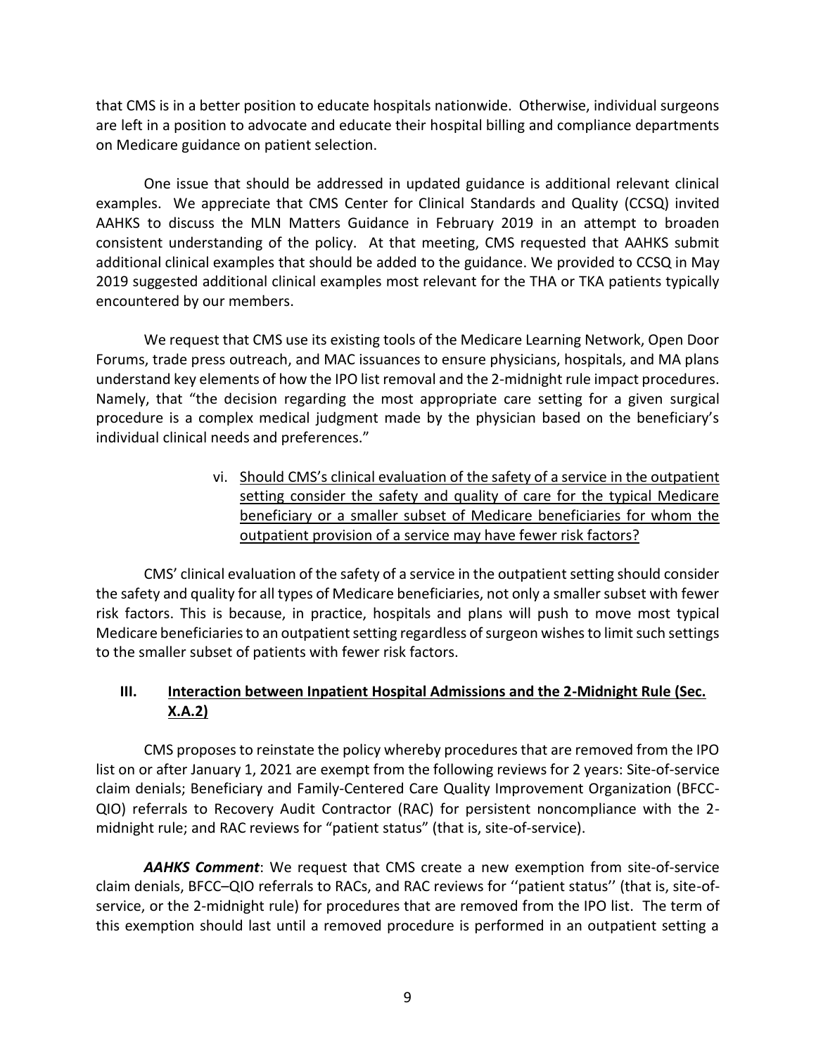that CMS is in a better position to educate hospitals nationwide. Otherwise, individual surgeons are left in a position to advocate and educate their hospital billing and compliance departments on Medicare guidance on patient selection.

One issue that should be addressed in updated guidance is additional relevant clinical examples. We appreciate that CMS Center for Clinical Standards and Quality (CCSQ) invited AAHKS to discuss the MLN Matters Guidance in February 2019 in an attempt to broaden consistent understanding of the policy. At that meeting, CMS requested that AAHKS submit additional clinical examples that should be added to the guidance. We provided to CCSQ in May 2019 suggested additional clinical examples most relevant for the THA or TKA patients typically encountered by our members.

We request that CMS use its existing tools of the Medicare Learning Network, Open Door Forums, trade press outreach, and MAC issuances to ensure physicians, hospitals, and MA plans understand key elements of how the IPO list removal and the 2-midnight rule impact procedures. Namely, that "the decision regarding the most appropriate care setting for a given surgical procedure is a complex medical judgment made by the physician based on the beneficiary's individual clinical needs and preferences."

vi. <u>Should CMS's clinical evaluation of the safety of a service in the outpatient setting consider the safety and quality of care for the typical Medicare beneficiary or a smaller subset of Medicare beneficiaries for whom the outpatient provision of a service may have fewer risk factors?</u>

CMS' clinical evaluation of the safety of a service in the outpatient setting should consider the safety and quality for all types of Medicare beneficiaries, not only a smaller subset with fewer risk factors. This is because, in practice, hospitals and plans will push to move most typical Medicare beneficiaries to an outpatient setting regardless of surgeon wishes to limit such settings to the smaller subset of patients with fewer risk factors.

## III. <u>Interaction between Inpatient Hospital Admissions and the 2-Midnight Rule (Sec. X.A.2)</u>

CMS proposes to reinstate the policy whereby procedures that are removed from the IPO list on or after January 1, 2021 are exempt from the following reviews for 2 years: Site-of-service claim denials; Beneficiary and Family-Centered Care Quality Improvement Organization (BFCC-QIO) referrals to Recovery Audit Contractor (RAC) for persistent noncompliance with the 2-midnight rule; and RAC reviews for "patient status" (that is, site-of-service).

***AAHKS Comment***: We request that CMS create a new exemption from site-of-service claim denials, BFCC–QIO referrals to RACs, and RAC reviews for ''patient status'' (that is, site-of-service, or the 2-midnight rule) for procedures that are removed from the IPO list. The term of this exemption should last until a removed procedure is performed in an outpatient setting a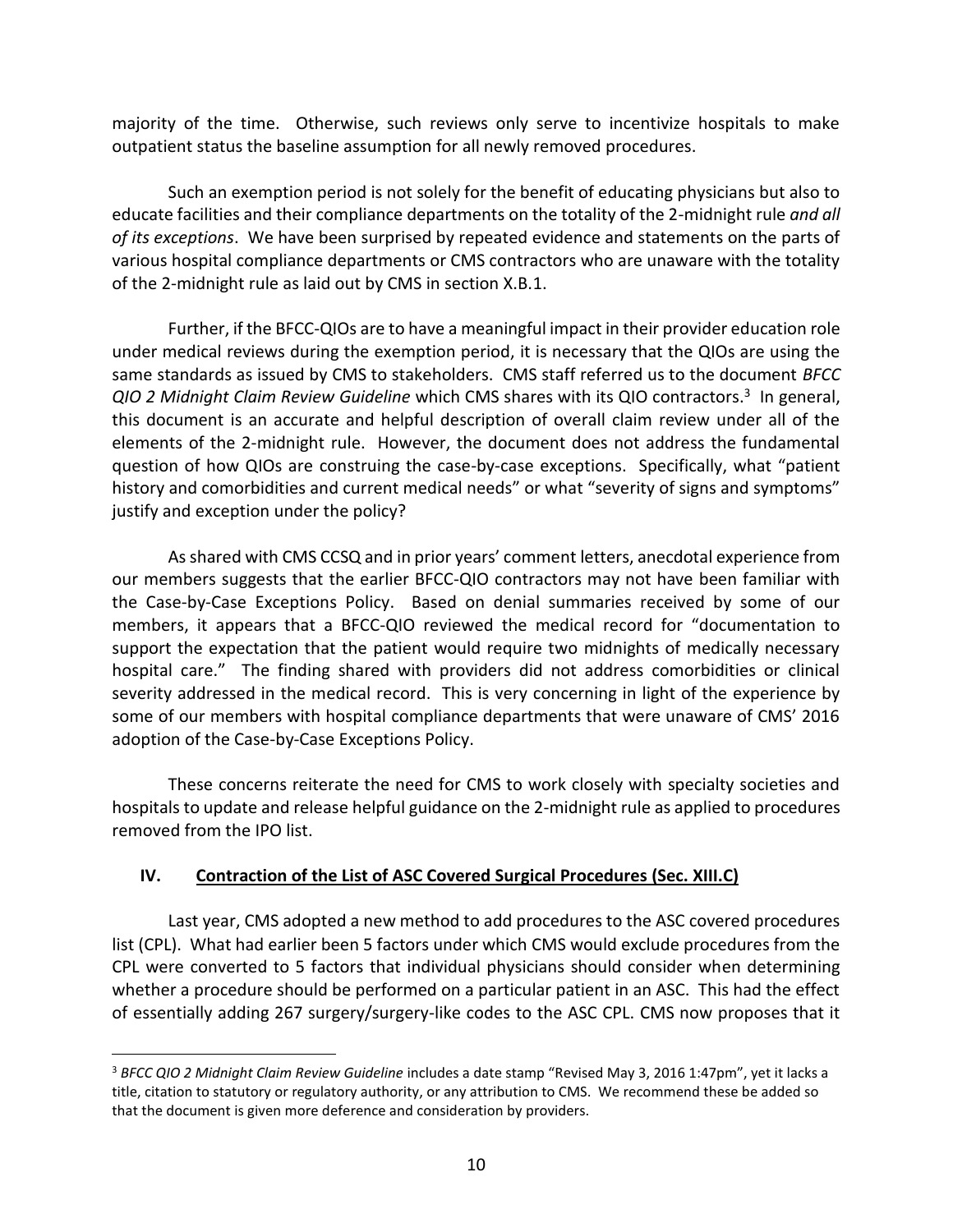majority of the time. Otherwise, such reviews only serve to incentivize hospitals to make outpatient status the baseline assumption for all newly removed procedures.

Such an exemption period is not solely for the benefit of educating physicians but also to educate facilities and their compliance departments on the totality of the 2-midnight rule *and all of its exceptions*. We have been surprised by repeated evidence and statements on the parts of various hospital compliance departments or CMS contractors who are unaware with the totality of the 2-midnight rule as laid out by CMS in section X.B.1.

Further, if the BFCC-QIOs are to have a meaningful impact in their provider education role under medical reviews during the exemption period, it is necessary that the QIOs are using the same standards as issued by CMS to stakeholders. CMS staff referred us to the document *BFCC QIO 2 Midnight Claim Review Guideline* which CMS shares with its QIO contractors.[3] In general, this document is an accurate and helpful description of overall claim review under all of the elements of the 2-midnight rule. However, the document does not address the fundamental question of how QIOs are construing the case-by-case exceptions. Specifically, what "patient history and comorbidities and current medical needs" or what "severity of signs and symptoms" justify and exception under the policy?

As shared with CMS CCSQ and in prior years' comment letters, anecdotal experience from our members suggests that the earlier BFCC-QIO contractors may not have been familiar with the Case-by-Case Exceptions Policy. Based on denial summaries received by some of our members, it appears that a BFCC-QIO reviewed the medical record for "documentation to support the expectation that the patient would require two midnights of medically necessary hospital care." The finding shared with providers did not address comorbidities or clinical severity addressed in the medical record. This is very concerning in light of the experience by some of our members with hospital compliance departments that were unaware of CMS' 2016 adoption of the Case-by-Case Exceptions Policy.

These concerns reiterate the need for CMS to work closely with specialty societies and hospitals to update and release helpful guidance on the 2-midnight rule as applied to procedures removed from the IPO list.

## IV. Contraction of the List of ASC Covered Surgical Procedures (Sec. XIII.C)

Last year, CMS adopted a new method to add procedures to the ASC covered procedures list (CPL). What had earlier been 5 factors under which CMS would exclude procedures from the CPL were converted to 5 factors that individual physicians should consider when determining whether a procedure should be performed on a particular patient in an ASC. This had the effect of essentially adding 267 surgery/surgery-like codes to the ASC CPL. CMS now proposes that it

---

[3] *BFCC QIO 2 Midnight Claim Review Guideline* includes a date stamp "Revised May 3, 2016 1:47pm", yet it lacks a title, citation to statutory or regulatory authority, or any attribution to CMS. We recommend these be added so that the document is given more deference and consideration by providers.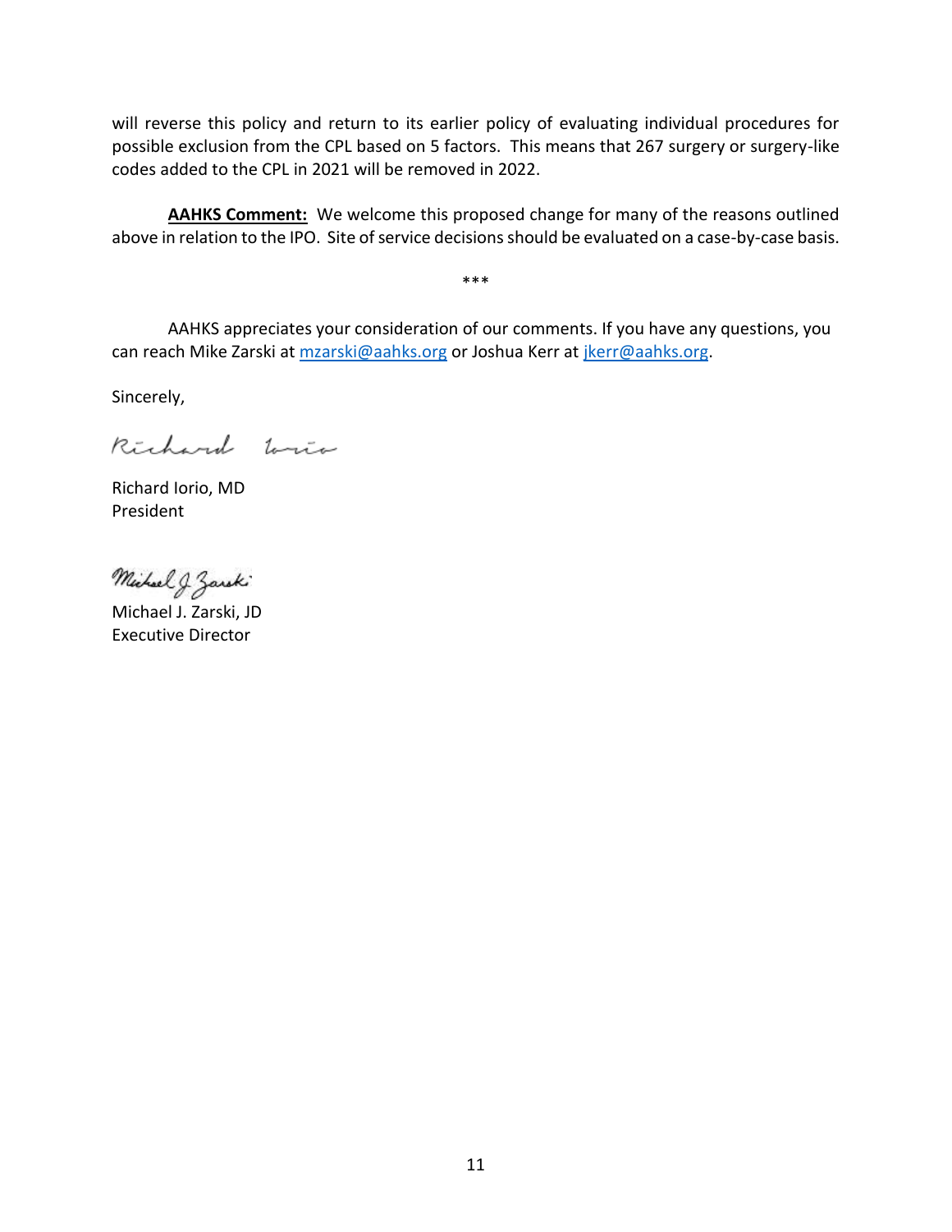will reverse this policy and return to its earlier policy of evaluating individual procedures for possible exclusion from the CPL based on 5 factors. This means that 267 surgery or surgery-like codes added to the CPL in 2021 will be removed in 2022.

**AAHKS Comment:** We welcome this proposed change for many of the reasons outlined above in relation to the IPO. Site of service decisions should be evaluated on a case-by-case basis.

***

AAHKS appreciates your consideration of our comments. If you have any questions, you can reach Mike Zarski at mzarski@aahks.org or Joshua Kerr at jkerr@aahks.org.

Sincerely,

Richard Iorio, MD
President

Michael J. Zarski, JD
Executive Director